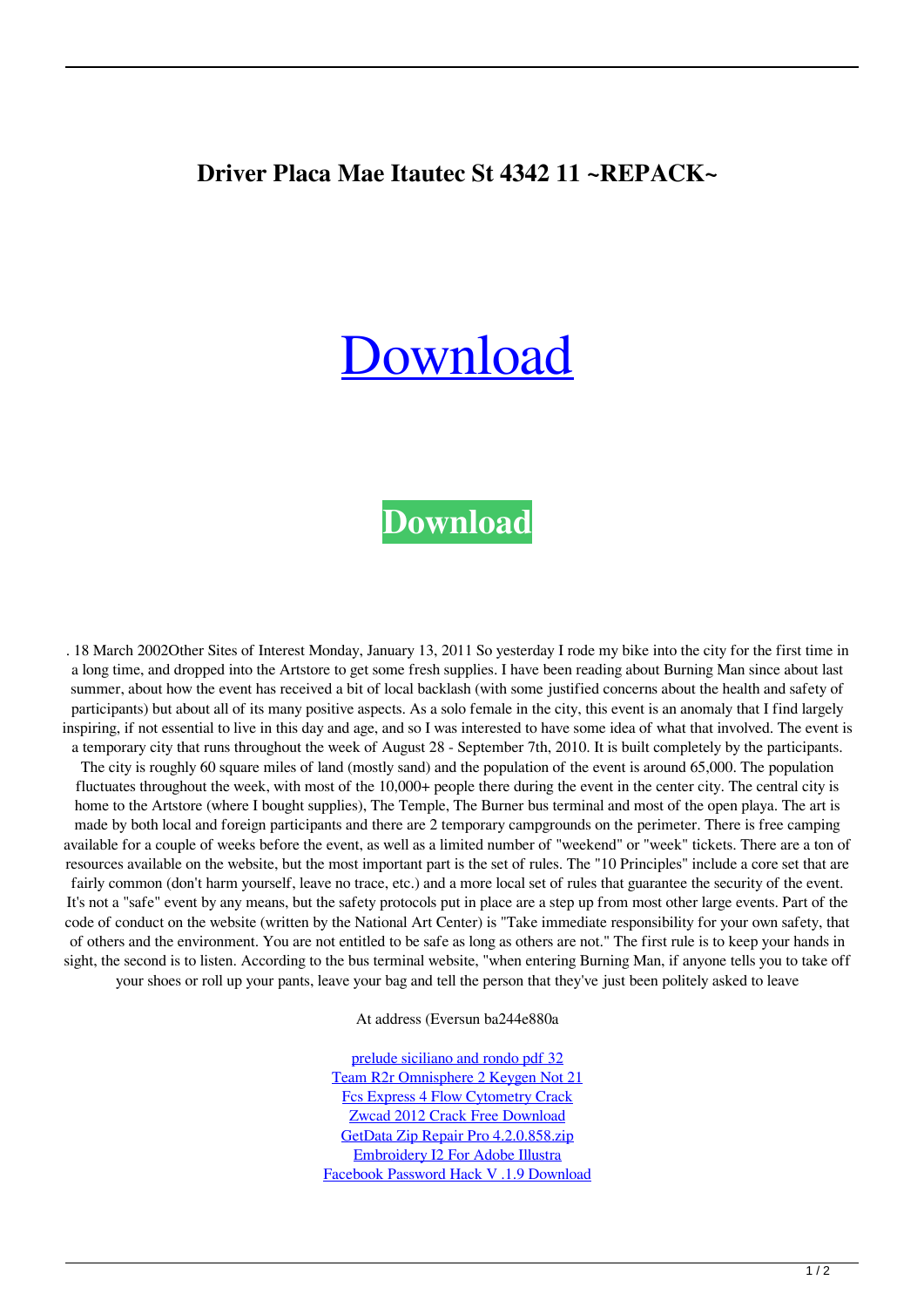# Driver Placa Mae Itautec St 4342 11 ~REPACK~

[Download](#)

**Download**

. 18 March 2002Other Sites of Interest Monday, January 13, 2011 So yesterday I rode my bike into the city for the first time in a long time, and dropped into the Artstore to get some fresh supplies. I have been reading about Burning Man since about last summer, about how the event has received a bit of local backlash (with some justified concerns about the health and safety of participants) but about all of its many positive aspects. As a solo female in the city, this event is an anomaly that I find largely inspiring, if not essential to live in this day and age, and so I was interested to have some idea of what that involved. The event is a temporary city that runs throughout the week of August 28 - September 7th, 2010. It is built completely by the participants. The city is roughly 60 square miles of land (mostly sand) and the population of the event is around 65,000. The population fluctuates throughout the week, with most of the 10,000+ people there during the event in the center city. The central city is home to the Artstore (where I bought supplies), The Temple, The Burner bus terminal and most of the open playa. The art is made by both local and foreign participants and there are 2 temporary campgrounds on the perimeter. There is free camping available for a couple of weeks before the event, as well as a limited number of "weekend" or "week" tickets. There are a ton of resources available on the website, but the most important part is the set of rules. The "10 Principles" include a core set that are fairly common (don't harm yourself, leave no trace, etc.) and a more local set of rules that guarantee the security of the event. It's not a "safe" event by any means, but the safety protocols put in place are a step up from most other large events. Part of the code of conduct on the website (written by the National Art Center) is "Take immediate responsibility for your own safety, that of others and the environment. You are not entitled to be safe as long as others are not." The first rule is to keep your hands in sight, the second is to listen. According to the bus terminal website, "when entering Burning Man, if anyone tells you to take off your shoes or roll up your pants, leave your bag and tell the person that they've just been politely asked to leave

At address (Eversun ba244e880a

[prelude siciliano and rondo pdf 32](#)
[Team R2r Omnisphere 2 Keygen Not 21](#)
[Fcs Express 4 Flow Cytometry Crack](#)
[Zwcad 2012 Crack Free Download](#)
[GetData Zip Repair Pro 4.2.0.858.zip](#)
[Embroidery I2 For Adobe Illustra](#)
[Facebook Password Hack V .1.9 Download](#)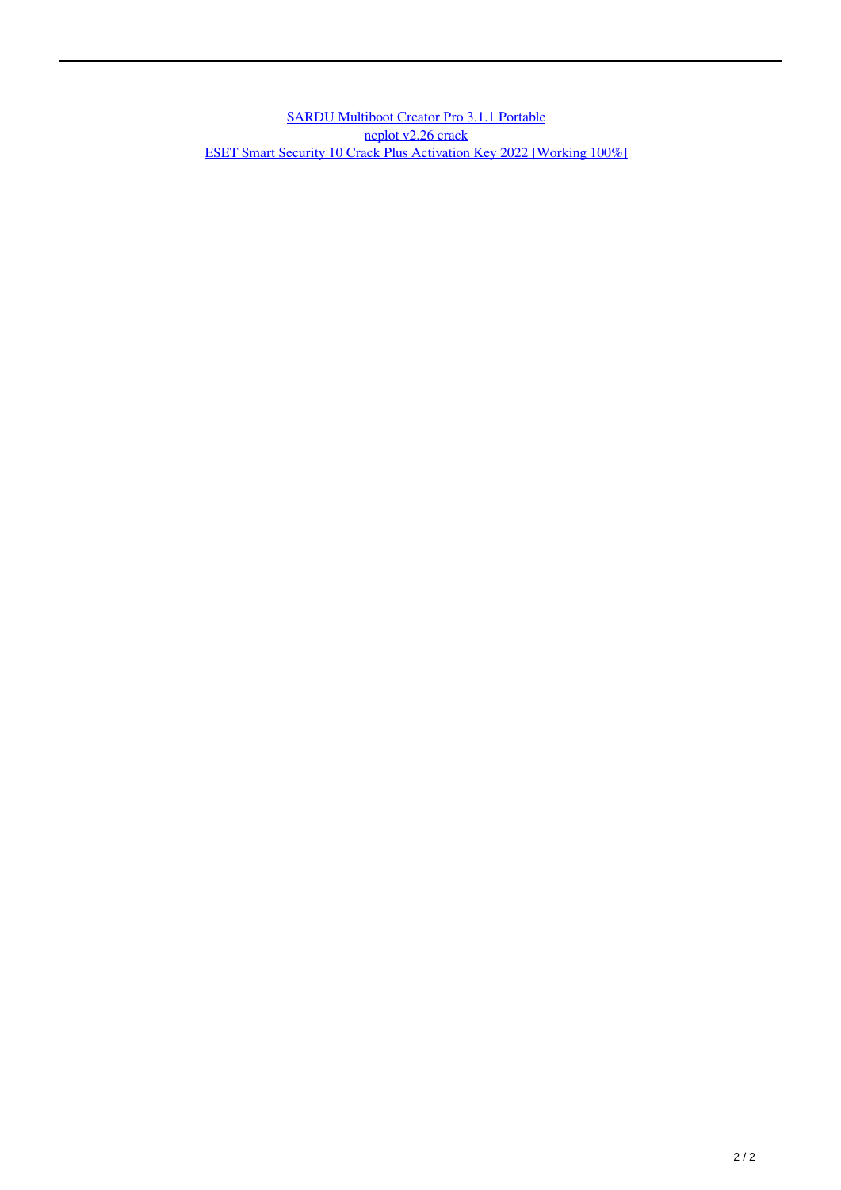SARDU Multiboot Creator Pro 3.1.1 Portable
ncplot v2.26 crack
ESET Smart Security 10 Crack Plus Activation Key 2022 [Working 100%]